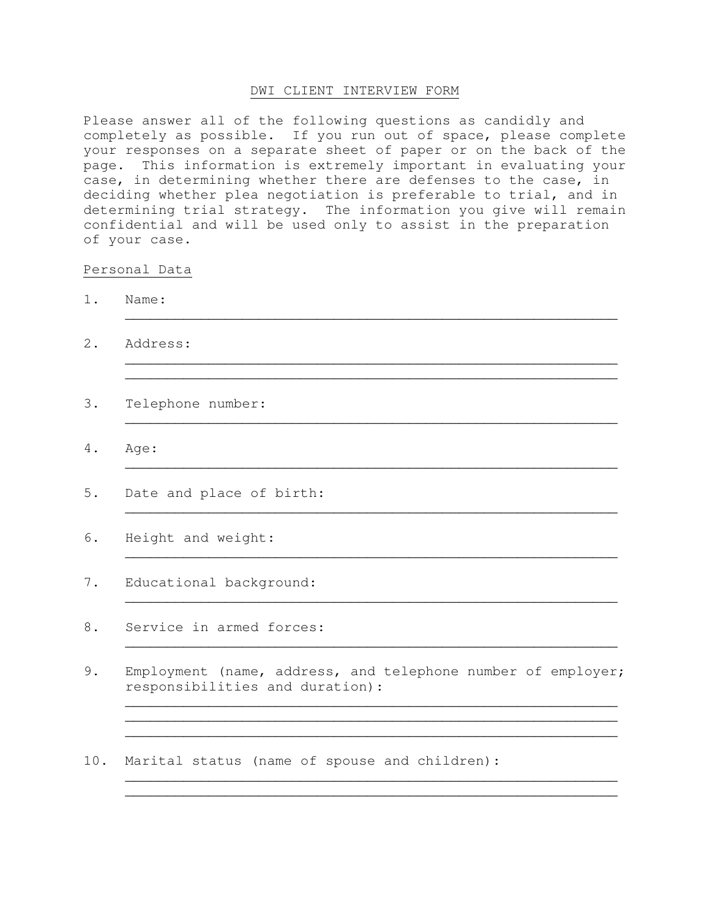# DWI CLIENT INTERVIEW FORM

Please answer all of the following questions as candidly and completely as possible. If you run out of space, please complete your responses on a separate sheet of paper or on the back of the page. This information is extremely important in evaluating your case, in determining whether there are defenses to the case, in deciding whether plea negotiation is preferable to trial, and in determining trial strategy. The information you give will remain confidential and will be used only to assist in the preparation of your case.

## Personal Data

1. Name:

   ______________________________________________________________

2. Address:

   ______________________________________________________________
   ______________________________________________________________

3. Telephone number:

   ______________________________________________________________

4. Age:

   ______________________________________________________________

5. Date and place of birth:

   ______________________________________________________________

6. Height and weight:

   ______________________________________________________________

7. Educational background:

   ______________________________________________________________

8. Service in armed forces:

   ______________________________________________________________

9. Employment (name, address, and telephone number of employer; responsibilities and duration):

   ______________________________________________________________
   ______________________________________________________________
   ______________________________________________________________

10. Marital status (name of spouse and children):

    ______________________________________________________________
    ______________________________________________________________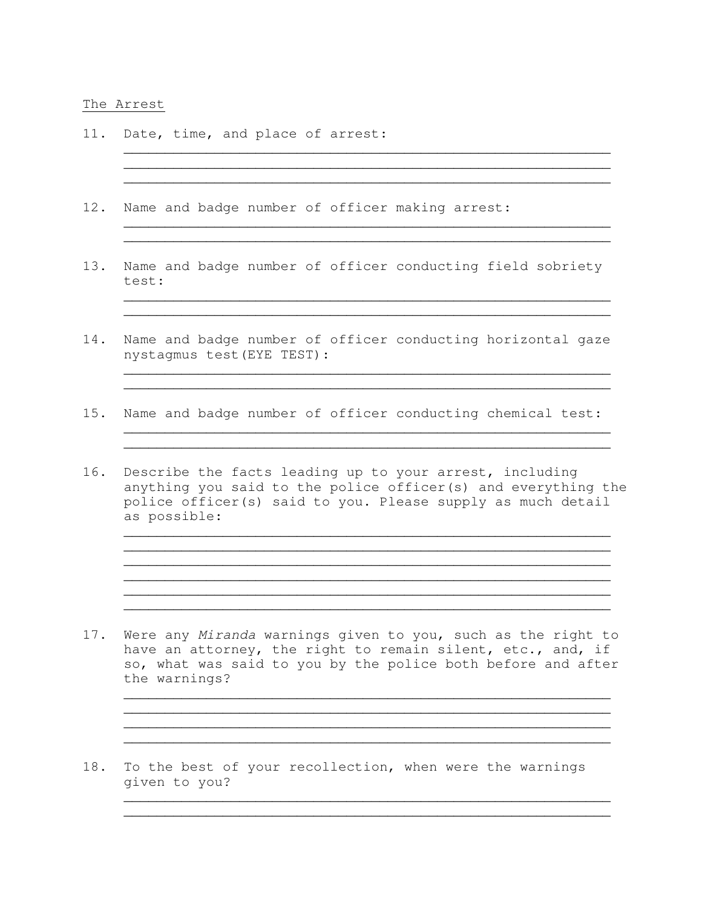The Arrest

11. Date, time, and place of arrest:

    ____________________________________________________________
    ____________________________________________________________
    ____________________________________________________________

12. Name and badge number of officer making arrest:

    ____________________________________________________________
    ____________________________________________________________

13. Name and badge number of officer conducting field sobriety test:

    ____________________________________________________________
    ____________________________________________________________

14. Name and badge number of officer conducting horizontal gaze nystagmus test(EYE TEST):

    ____________________________________________________________
    ____________________________________________________________

15. Name and badge number of officer conducting chemical test:

    ____________________________________________________________
    ____________________________________________________________

16. Describe the facts leading up to your arrest, including anything you said to the police officer(s) and everything the police officer(s) said to you. Please supply as much detail as possible:

    ____________________________________________________________
    ____________________________________________________________
    ____________________________________________________________
    ____________________________________________________________
    ____________________________________________________________
    ____________________________________________________________

17. Were any *Miranda* warnings given to you, such as the right to have an attorney, the right to remain silent, etc., and, if so, what was said to you by the police both before and after the warnings?

    ____________________________________________________________
    ____________________________________________________________
    ____________________________________________________________
    ____________________________________________________________

18. To the best of your recollection, when were the warnings given to you?

    ____________________________________________________________
    ____________________________________________________________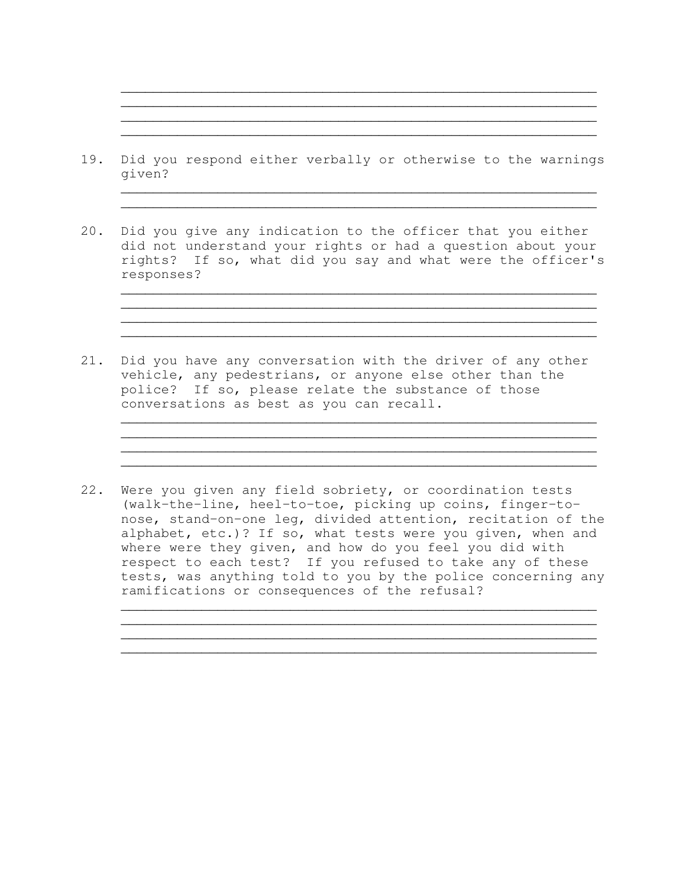\_\_\_\_\_\_\_\_\_\_\_\_\_\_\_\_\_\_\_\_\_\_\_\_\_\_\_\_\_\_\_\_\_\_\_\_\_\_\_\_\_\_\_\_\_\_\_\_\_\_\_\_\_\_\_\_\_\_
\_\_\_\_\_\_\_\_\_\_\_\_\_\_\_\_\_\_\_\_\_\_\_\_\_\_\_\_\_\_\_\_\_\_\_\_\_\_\_\_\_\_\_\_\_\_\_\_\_\_\_\_\_\_\_\_\_\_
\_\_\_\_\_\_\_\_\_\_\_\_\_\_\_\_\_\_\_\_\_\_\_\_\_\_\_\_\_\_\_\_\_\_\_\_\_\_\_\_\_\_\_\_\_\_\_\_\_\_\_\_\_\_\_\_\_\_
\_\_\_\_\_\_\_\_\_\_\_\_\_\_\_\_\_\_\_\_\_\_\_\_\_\_\_\_\_\_\_\_\_\_\_\_\_\_\_\_\_\_\_\_\_\_\_\_\_\_\_\_\_\_\_\_\_\_

19. Did you respond either verbally or otherwise to the warnings given?

    \_\_\_\_\_\_\_\_\_\_\_\_\_\_\_\_\_\_\_\_\_\_\_\_\_\_\_\_\_\_\_\_\_\_\_\_\_\_\_\_\_\_\_\_\_\_\_\_\_\_\_\_\_\_\_\_\_\_
    \_\_\_\_\_\_\_\_\_\_\_\_\_\_\_\_\_\_\_\_\_\_\_\_\_\_\_\_\_\_\_\_\_\_\_\_\_\_\_\_\_\_\_\_\_\_\_\_\_\_\_\_\_\_\_\_\_\_

20. Did you give any indication to the officer that you either did not understand your rights or had a question about your rights? If so, what did you say and what were the officer's responses?

    \_\_\_\_\_\_\_\_\_\_\_\_\_\_\_\_\_\_\_\_\_\_\_\_\_\_\_\_\_\_\_\_\_\_\_\_\_\_\_\_\_\_\_\_\_\_\_\_\_\_\_\_\_\_\_\_\_\_
    \_\_\_\_\_\_\_\_\_\_\_\_\_\_\_\_\_\_\_\_\_\_\_\_\_\_\_\_\_\_\_\_\_\_\_\_\_\_\_\_\_\_\_\_\_\_\_\_\_\_\_\_\_\_\_\_\_\_
    \_\_\_\_\_\_\_\_\_\_\_\_\_\_\_\_\_\_\_\_\_\_\_\_\_\_\_\_\_\_\_\_\_\_\_\_\_\_\_\_\_\_\_\_\_\_\_\_\_\_\_\_\_\_\_\_\_\_
    \_\_\_\_\_\_\_\_\_\_\_\_\_\_\_\_\_\_\_\_\_\_\_\_\_\_\_\_\_\_\_\_\_\_\_\_\_\_\_\_\_\_\_\_\_\_\_\_\_\_\_\_\_\_\_\_\_\_

21. Did you have any conversation with the driver of any other vehicle, any pedestrians, or anyone else other than the police? If so, please relate the substance of those conversations as best as you can recall.

    \_\_\_\_\_\_\_\_\_\_\_\_\_\_\_\_\_\_\_\_\_\_\_\_\_\_\_\_\_\_\_\_\_\_\_\_\_\_\_\_\_\_\_\_\_\_\_\_\_\_\_\_\_\_\_\_\_\_
    \_\_\_\_\_\_\_\_\_\_\_\_\_\_\_\_\_\_\_\_\_\_\_\_\_\_\_\_\_\_\_\_\_\_\_\_\_\_\_\_\_\_\_\_\_\_\_\_\_\_\_\_\_\_\_\_\_\_
    \_\_\_\_\_\_\_\_\_\_\_\_\_\_\_\_\_\_\_\_\_\_\_\_\_\_\_\_\_\_\_\_\_\_\_\_\_\_\_\_\_\_\_\_\_\_\_\_\_\_\_\_\_\_\_\_\_\_
    \_\_\_\_\_\_\_\_\_\_\_\_\_\_\_\_\_\_\_\_\_\_\_\_\_\_\_\_\_\_\_\_\_\_\_\_\_\_\_\_\_\_\_\_\_\_\_\_\_\_\_\_\_\_\_\_\_\_

22. Were you given any field sobriety, or coordination tests (walk-the-line, heel-to-toe, picking up coins, finger-to-nose, stand-on-one leg, divided attention, recitation of the alphabet, etc.)? If so, what tests were you given, when and where were they given, and how do you feel you did with respect to each test? If you refused to take any of these tests, was anything told to you by the police concerning any ramifications or consequences of the refusal?

    \_\_\_\_\_\_\_\_\_\_\_\_\_\_\_\_\_\_\_\_\_\_\_\_\_\_\_\_\_\_\_\_\_\_\_\_\_\_\_\_\_\_\_\_\_\_\_\_\_\_\_\_\_\_\_\_\_\_
    \_\_\_\_\_\_\_\_\_\_\_\_\_\_\_\_\_\_\_\_\_\_\_\_\_\_\_\_\_\_\_\_\_\_\_\_\_\_\_\_\_\_\_\_\_\_\_\_\_\_\_\_\_\_\_\_\_\_
    \_\_\_\_\_\_\_\_\_\_\_\_\_\_\_\_\_\_\_\_\_\_\_\_\_\_\_\_\_\_\_\_\_\_\_\_\_\_\_\_\_\_\_\_\_\_\_\_\_\_\_\_\_\_\_\_\_\_
    \_\_\_\_\_\_\_\_\_\_\_\_\_\_\_\_\_\_\_\_\_\_\_\_\_\_\_\_\_\_\_\_\_\_\_\_\_\_\_\_\_\_\_\_\_\_\_\_\_\_\_\_\_\_\_\_\_\_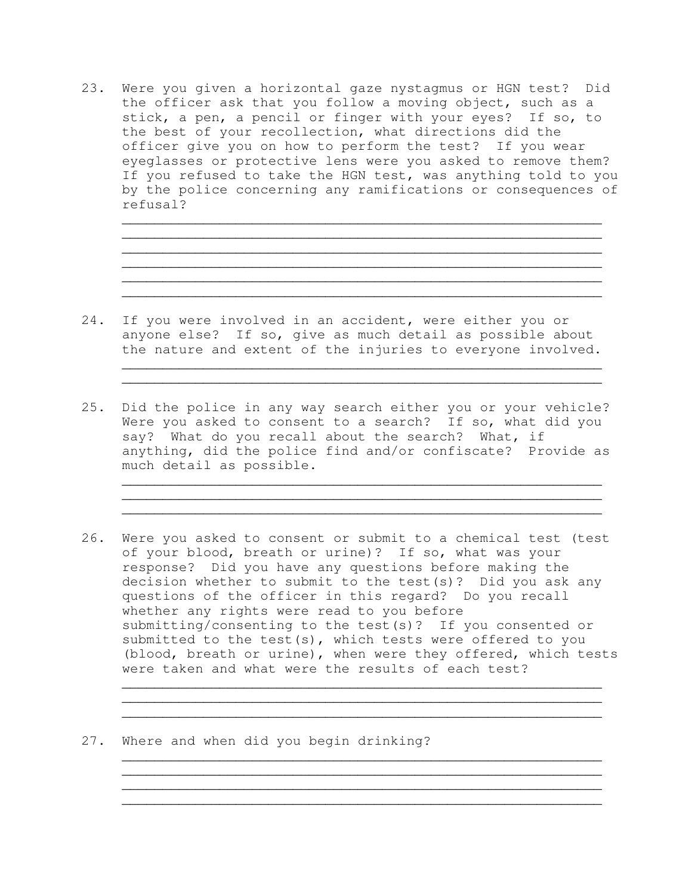23. Were you given a horizontal gaze nystagmus or HGN test? Did the officer ask that you follow a moving object, such as a stick, a pen, a pencil or finger with your eyes? If so, to the best of your recollection, what directions did the officer give you on how to perform the test? If you wear eyeglasses or protective lens were you asked to remove them? If you refused to take the HGN test, was anything told to you by the police concerning any ramifications or consequences of refusal?

    ________________________________________________________
    ________________________________________________________
    ________________________________________________________
    ________________________________________________________
    ________________________________________________________
    ________________________________________________________

24. If you were involved in an accident, were either you or anyone else? If so, give as much detail as possible about the nature and extent of the injuries to everyone involved.

    ________________________________________________________
    ________________________________________________________

25. Did the police in any way search either you or your vehicle? Were you asked to consent to a search? If so, what did you say? What do you recall about the search? What, if anything, did the police find and/or confiscate? Provide as much detail as possible.

    ________________________________________________________
    ________________________________________________________
    ________________________________________________________

26. Were you asked to consent or submit to a chemical test (test of your blood, breath or urine)? If so, what was your response? Did you have any questions before making the decision whether to submit to the test(s)? Did you ask any questions of the officer in this regard? Do you recall whether any rights were read to you before submitting/consenting to the test(s)? If you consented or submitted to the test(s), which tests were offered to you (blood, breath or urine), when were they offered, which tests were taken and what were the results of each test?

    ________________________________________________________
    ________________________________________________________
    ________________________________________________________

27. Where and when did you begin drinking?

    ________________________________________________________
    ________________________________________________________
    ________________________________________________________
    ________________________________________________________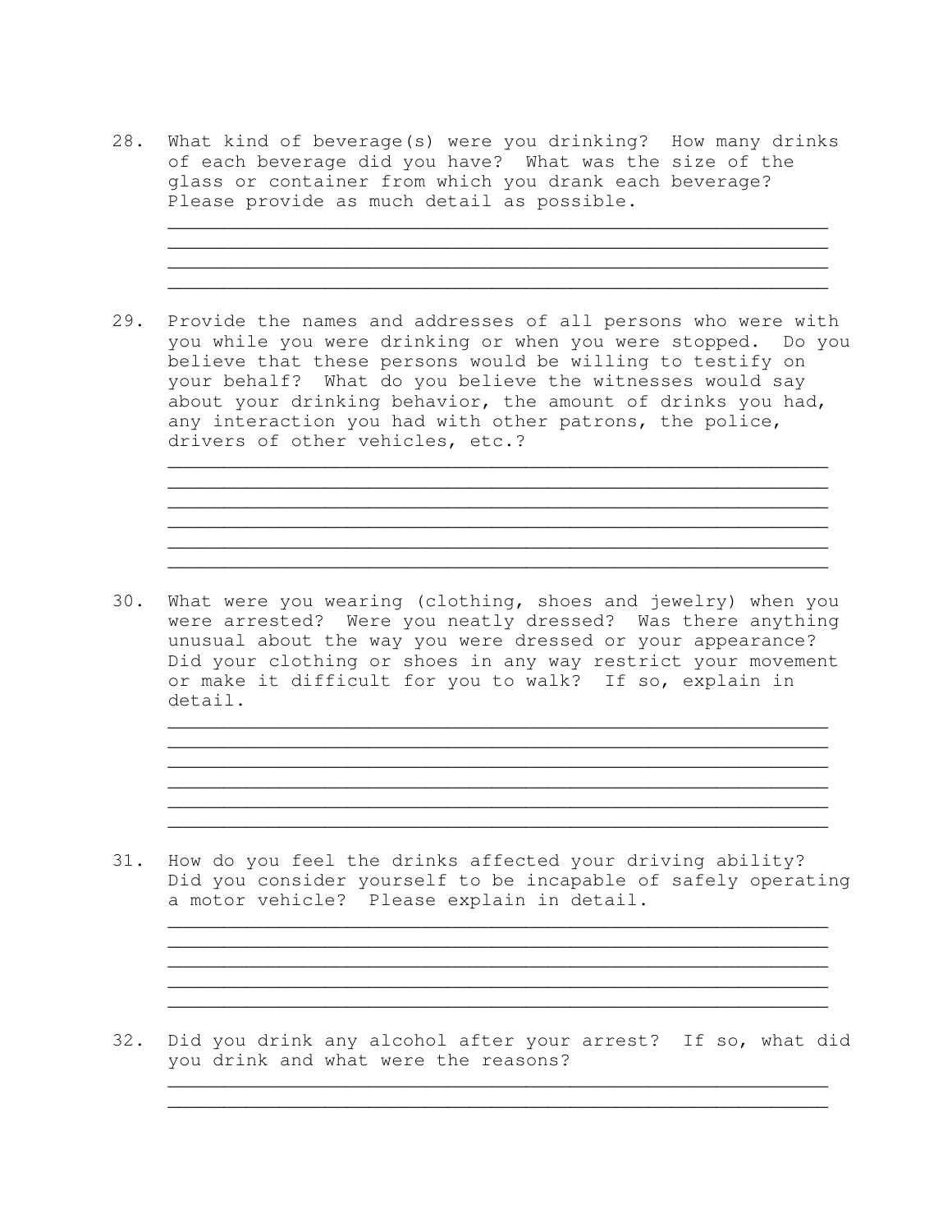28. What kind of beverage(s) were you drinking? How many drinks of each beverage did you have? What was the size of the glass or container from which you drank each beverage? Please provide as much detail as possible.

____________________________________________________________
____________________________________________________________
____________________________________________________________
____________________________________________________________

29. Provide the names and addresses of all persons who were with you while you were drinking or when you were stopped. Do you believe that these persons would be willing to testify on your behalf? What do you believe the witnesses would say about your drinking behavior, the amount of drinks you had, any interaction you had with other patrons, the police, drivers of other vehicles, etc.?

____________________________________________________________
____________________________________________________________
____________________________________________________________
____________________________________________________________
____________________________________________________________
____________________________________________________________

30. What were you wearing (clothing, shoes and jewelry) when you were arrested? Were you neatly dressed? Was there anything unusual about the way you were dressed or your appearance? Did your clothing or shoes in any way restrict your movement or make it difficult for you to walk? If so, explain in detail.

____________________________________________________________
____________________________________________________________
____________________________________________________________
____________________________________________________________
____________________________________________________________
____________________________________________________________

31. How do you feel the drinks affected your driving ability? Did you consider yourself to be incapable of safely operating a motor vehicle? Please explain in detail.

____________________________________________________________
____________________________________________________________
____________________________________________________________
____________________________________________________________
____________________________________________________________

32. Did you drink any alcohol after your arrest? If so, what did you drink and what were the reasons?

____________________________________________________________
____________________________________________________________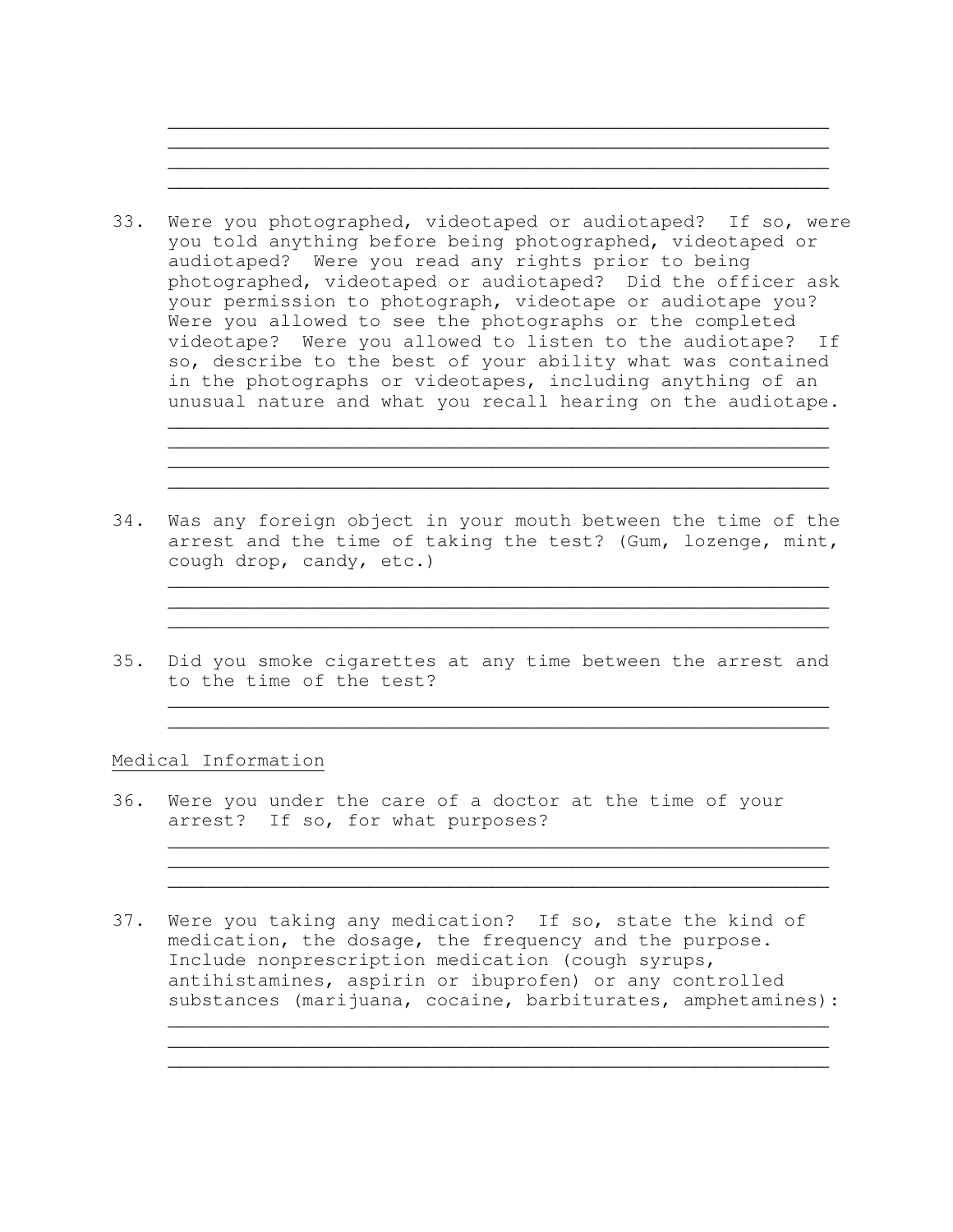________________________________________________________________
________________________________________________________________
________________________________________________________________
________________________________________________________________

33. Were you photographed, videotaped or audiotaped? If so, were you told anything before being photographed, videotaped or audiotaped? Were you read any rights prior to being photographed, videotaped or audiotaped? Did the officer ask your permission to photograph, videotape or audiotape you? Were you allowed to see the photographs or the completed videotape? Were you allowed to listen to the audiotape? If so, describe to the best of your ability what was contained in the photographs or videotapes, including anything of an unusual nature and what you recall hearing on the audiotape.

    ________________________________________________________________
    ________________________________________________________________
    ________________________________________________________________
    ________________________________________________________________

34. Was any foreign object in your mouth between the time of the arrest and the time of taking the test? (Gum, lozenge, mint, cough drop, candy, etc.)

    ________________________________________________________________
    ________________________________________________________________
    ________________________________________________________________

35. Did you smoke cigarettes at any time between the arrest and to the time of the test?

    ________________________________________________________________
    ________________________________________________________________

<u>Medical Information</u>

36. Were you under the care of a doctor at the time of your arrest? If so, for what purposes?

    ________________________________________________________________
    ________________________________________________________________
    ________________________________________________________________

37. Were you taking any medication? If so, state the kind of medication, the dosage, the frequency and the purpose. Include nonprescription medication (cough syrups, antihistamines, aspirin or ibuprofen) or any controlled substances (marijuana, cocaine, barbiturates, amphetamines):

    ________________________________________________________________
    ________________________________________________________________
    ________________________________________________________________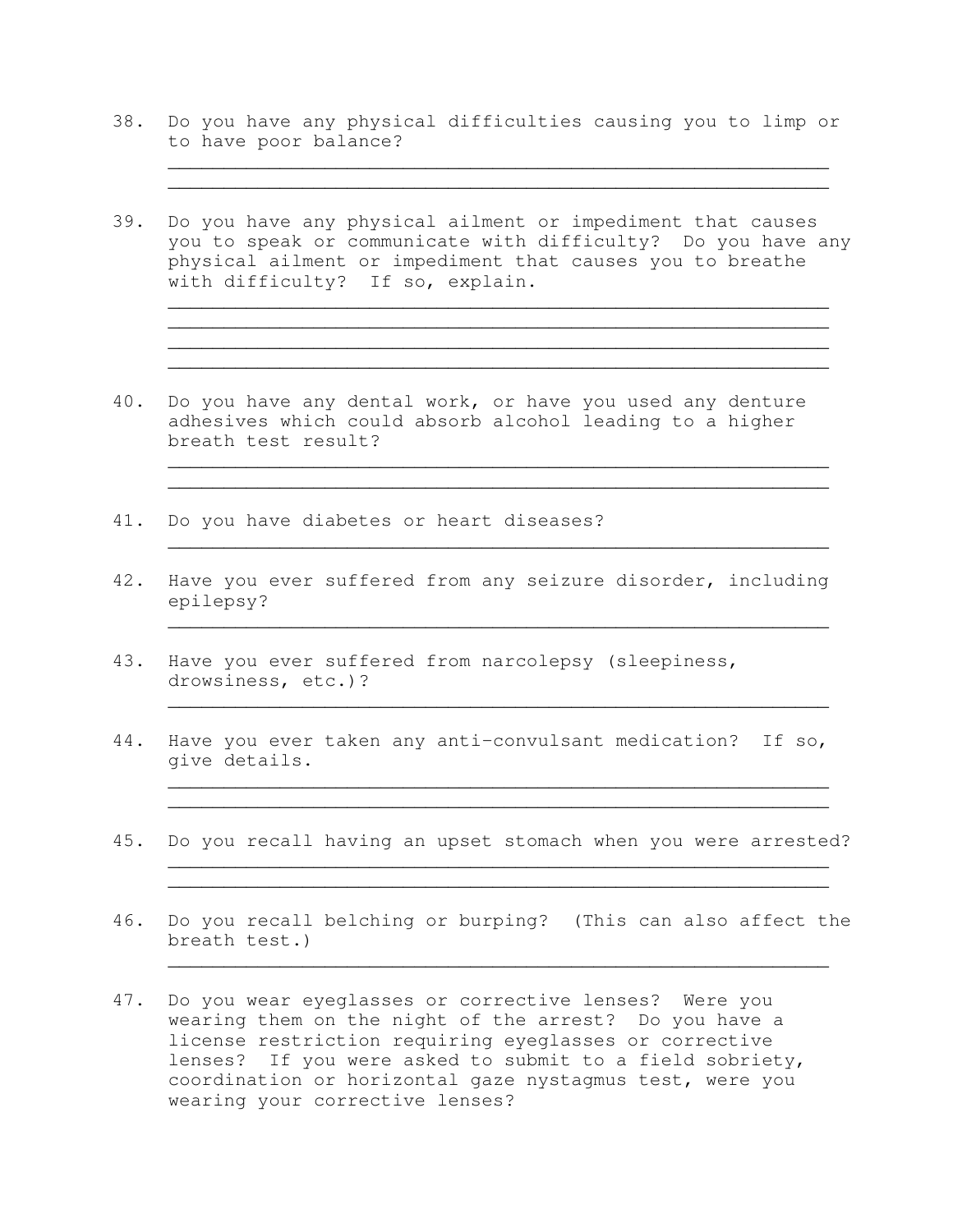38. Do you have any physical difficulties causing you to limp or to have poor balance?

_______________________________________________________
_______________________________________________________

39. Do you have any physical ailment or impediment that causes you to speak or communicate with difficulty? Do you have any physical ailment or impediment that causes you to breathe with difficulty? If so, explain.

_______________________________________________________
_______________________________________________________
_______________________________________________________
_______________________________________________________

40. Do you have any dental work, or have you used any denture adhesives which could absorb alcohol leading to a higher breath test result?

_______________________________________________________
_______________________________________________________

41. Do you have diabetes or heart diseases?

_______________________________________________________

42. Have you ever suffered from any seizure disorder, including epilepsy?

_______________________________________________________

43. Have you ever suffered from narcolepsy (sleepiness, drowsiness, etc.)?

_______________________________________________________

44. Have you ever taken any anti-convulsant medication? If so, give details.

_______________________________________________________
_______________________________________________________

45. Do you recall having an upset stomach when you were arrested?

_______________________________________________________
_______________________________________________________

46. Do you recall belching or burping? (This can also affect the breath test.)

_______________________________________________________

47. Do you wear eyeglasses or corrective lenses? Were you wearing them on the night of the arrest? Do you have a license restriction requiring eyeglasses or corrective lenses? If you were asked to submit to a field sobriety, coordination or horizontal gaze nystagmus test, were you wearing your corrective lenses?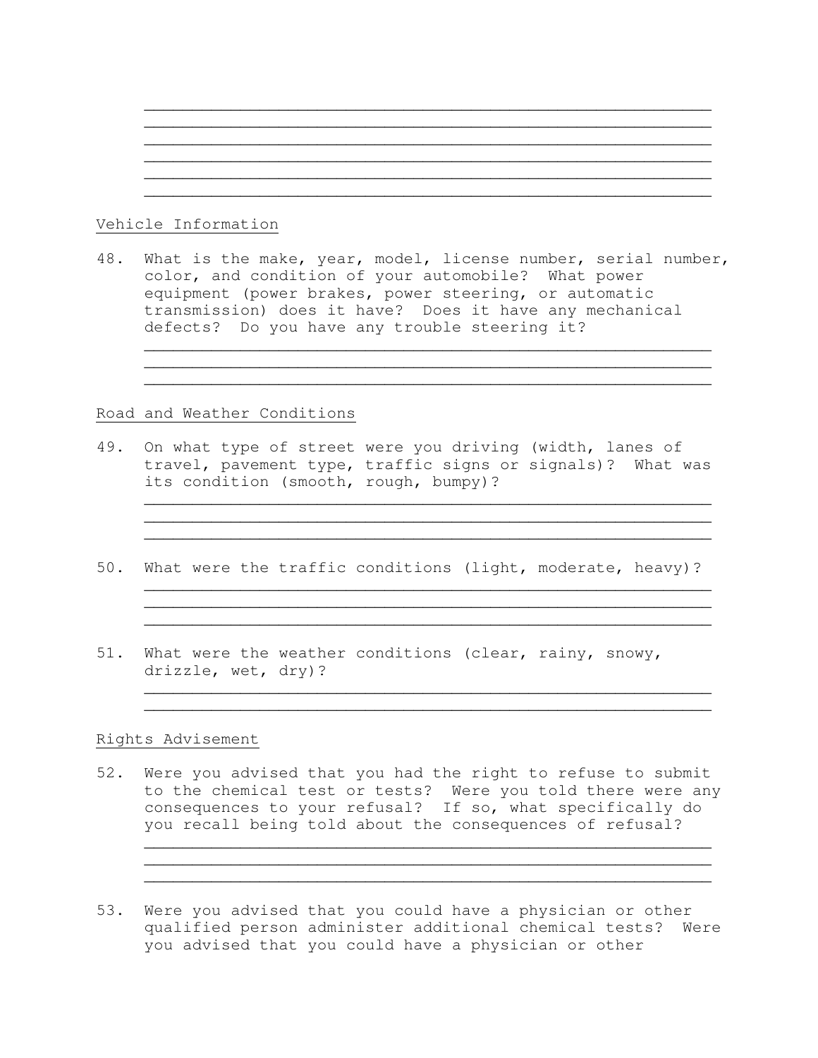______________________________________________________________
______________________________________________________________
______________________________________________________________
______________________________________________________________
______________________________________________________________
______________________________________________________________

Vehicle Information

48. What is the make, year, model, license number, serial number, color, and condition of your automobile? What power equipment (power brakes, power steering, or automatic transmission) does it have? Does it have any mechanical defects? Do you have any trouble steering it?

______________________________________________________________
______________________________________________________________
______________________________________________________________

Road and Weather Conditions

49. On what type of street were you driving (width, lanes of travel, pavement type, traffic signs or signals)? What was its condition (smooth, rough, bumpy)?

______________________________________________________________
______________________________________________________________
______________________________________________________________

50. What were the traffic conditions (light, moderate, heavy)?

______________________________________________________________
______________________________________________________________
______________________________________________________________

51. What were the weather conditions (clear, rainy, snowy, drizzle, wet, dry)?

______________________________________________________________
______________________________________________________________

Rights Advisement

52. Were you advised that you had the right to refuse to submit to the chemical test or tests? Were you told there were any consequences to your refusal? If so, what specifically do you recall being told about the consequences of refusal?

______________________________________________________________
______________________________________________________________
______________________________________________________________

53. Were you advised that you could have a physician or other qualified person administer additional chemical tests? Were you advised that you could have a physician or other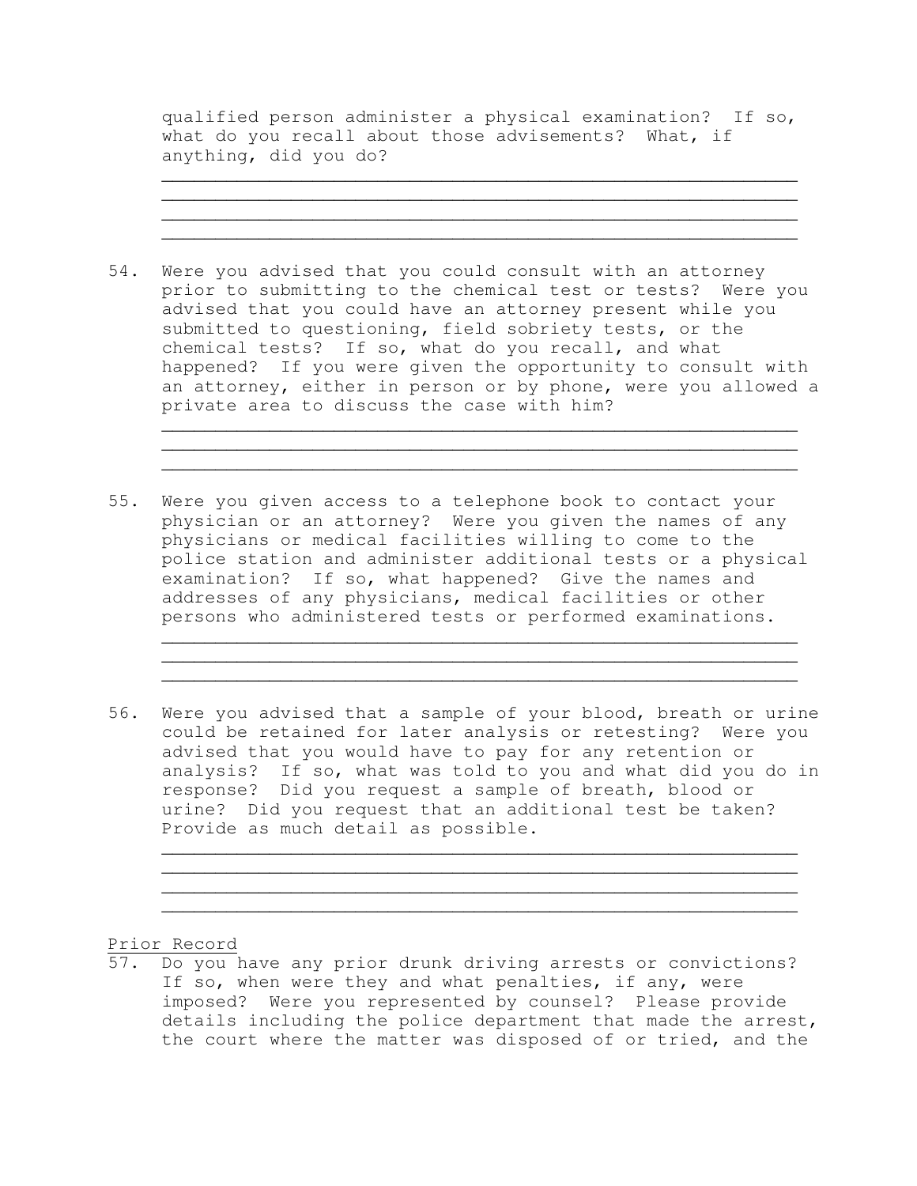qualified person administer a physical examination? If so, what do you recall about those advisements? What, if anything, did you do?

\_\_\_\_\_\_\_\_\_\_\_\_\_\_\_\_\_\_\_\_\_\_\_\_\_\_\_\_\_\_\_\_\_\_\_\_\_\_\_\_\_\_\_\_\_\_\_\_\_\_\_\_\_\_\_\_\_\_\_\_
\_\_\_\_\_\_\_\_\_\_\_\_\_\_\_\_\_\_\_\_\_\_\_\_\_\_\_\_\_\_\_\_\_\_\_\_\_\_\_\_\_\_\_\_\_\_\_\_\_\_\_\_\_\_\_\_\_\_\_\_
\_\_\_\_\_\_\_\_\_\_\_\_\_\_\_\_\_\_\_\_\_\_\_\_\_\_\_\_\_\_\_\_\_\_\_\_\_\_\_\_\_\_\_\_\_\_\_\_\_\_\_\_\_\_\_\_\_\_\_\_
\_\_\_\_\_\_\_\_\_\_\_\_\_\_\_\_\_\_\_\_\_\_\_\_\_\_\_\_\_\_\_\_\_\_\_\_\_\_\_\_\_\_\_\_\_\_\_\_\_\_\_\_\_\_\_\_\_\_\_\_

54. Were you advised that you could consult with an attorney prior to submitting to the chemical test or tests? Were you advised that you could have an attorney present while you submitted to questioning, field sobriety tests, or the chemical tests? If so, what do you recall, and what happened? If you were given the opportunity to consult with an attorney, either in person or by phone, were you allowed a private area to discuss the case with him?

\_\_\_\_\_\_\_\_\_\_\_\_\_\_\_\_\_\_\_\_\_\_\_\_\_\_\_\_\_\_\_\_\_\_\_\_\_\_\_\_\_\_\_\_\_\_\_\_\_\_\_\_\_\_\_\_\_\_\_\_
\_\_\_\_\_\_\_\_\_\_\_\_\_\_\_\_\_\_\_\_\_\_\_\_\_\_\_\_\_\_\_\_\_\_\_\_\_\_\_\_\_\_\_\_\_\_\_\_\_\_\_\_\_\_\_\_\_\_\_\_
\_\_\_\_\_\_\_\_\_\_\_\_\_\_\_\_\_\_\_\_\_\_\_\_\_\_\_\_\_\_\_\_\_\_\_\_\_\_\_\_\_\_\_\_\_\_\_\_\_\_\_\_\_\_\_\_\_\_\_\_

55. Were you given access to a telephone book to contact your physician or an attorney? Were you given the names of any physicians or medical facilities willing to come to the police station and administer additional tests or a physical examination? If so, what happened? Give the names and addresses of any physicians, medical facilities or other persons who administered tests or performed examinations.

\_\_\_\_\_\_\_\_\_\_\_\_\_\_\_\_\_\_\_\_\_\_\_\_\_\_\_\_\_\_\_\_\_\_\_\_\_\_\_\_\_\_\_\_\_\_\_\_\_\_\_\_\_\_\_\_\_\_\_\_
\_\_\_\_\_\_\_\_\_\_\_\_\_\_\_\_\_\_\_\_\_\_\_\_\_\_\_\_\_\_\_\_\_\_\_\_\_\_\_\_\_\_\_\_\_\_\_\_\_\_\_\_\_\_\_\_\_\_\_\_
\_\_\_\_\_\_\_\_\_\_\_\_\_\_\_\_\_\_\_\_\_\_\_\_\_\_\_\_\_\_\_\_\_\_\_\_\_\_\_\_\_\_\_\_\_\_\_\_\_\_\_\_\_\_\_\_\_\_\_\_

56. Were you advised that a sample of your blood, breath or urine could be retained for later analysis or retesting? Were you advised that you would have to pay for any retention or analysis? If so, what was told to you and what did you do in response? Did you request a sample of breath, blood or urine? Did you request that an additional test be taken? Provide as much detail as possible.

\_\_\_\_\_\_\_\_\_\_\_\_\_\_\_\_\_\_\_\_\_\_\_\_\_\_\_\_\_\_\_\_\_\_\_\_\_\_\_\_\_\_\_\_\_\_\_\_\_\_\_\_\_\_\_\_\_\_\_\_
\_\_\_\_\_\_\_\_\_\_\_\_\_\_\_\_\_\_\_\_\_\_\_\_\_\_\_\_\_\_\_\_\_\_\_\_\_\_\_\_\_\_\_\_\_\_\_\_\_\_\_\_\_\_\_\_\_\_\_\_
\_\_\_\_\_\_\_\_\_\_\_\_\_\_\_\_\_\_\_\_\_\_\_\_\_\_\_\_\_\_\_\_\_\_\_\_\_\_\_\_\_\_\_\_\_\_\_\_\_\_\_\_\_\_\_\_\_\_\_\_
\_\_\_\_\_\_\_\_\_\_\_\_\_\_\_\_\_\_\_\_\_\_\_\_\_\_\_\_\_\_\_\_\_\_\_\_\_\_\_\_\_\_\_\_\_\_\_\_\_\_\_\_\_\_\_\_\_\_\_\_

<u>Prior Record</u>

57. Do you have any prior drunk driving arrests or convictions? If so, when were they and what penalties, if any, were imposed? Were you represented by counsel? Please provide details including the police department that made the arrest, the court where the matter was disposed of or tried, and the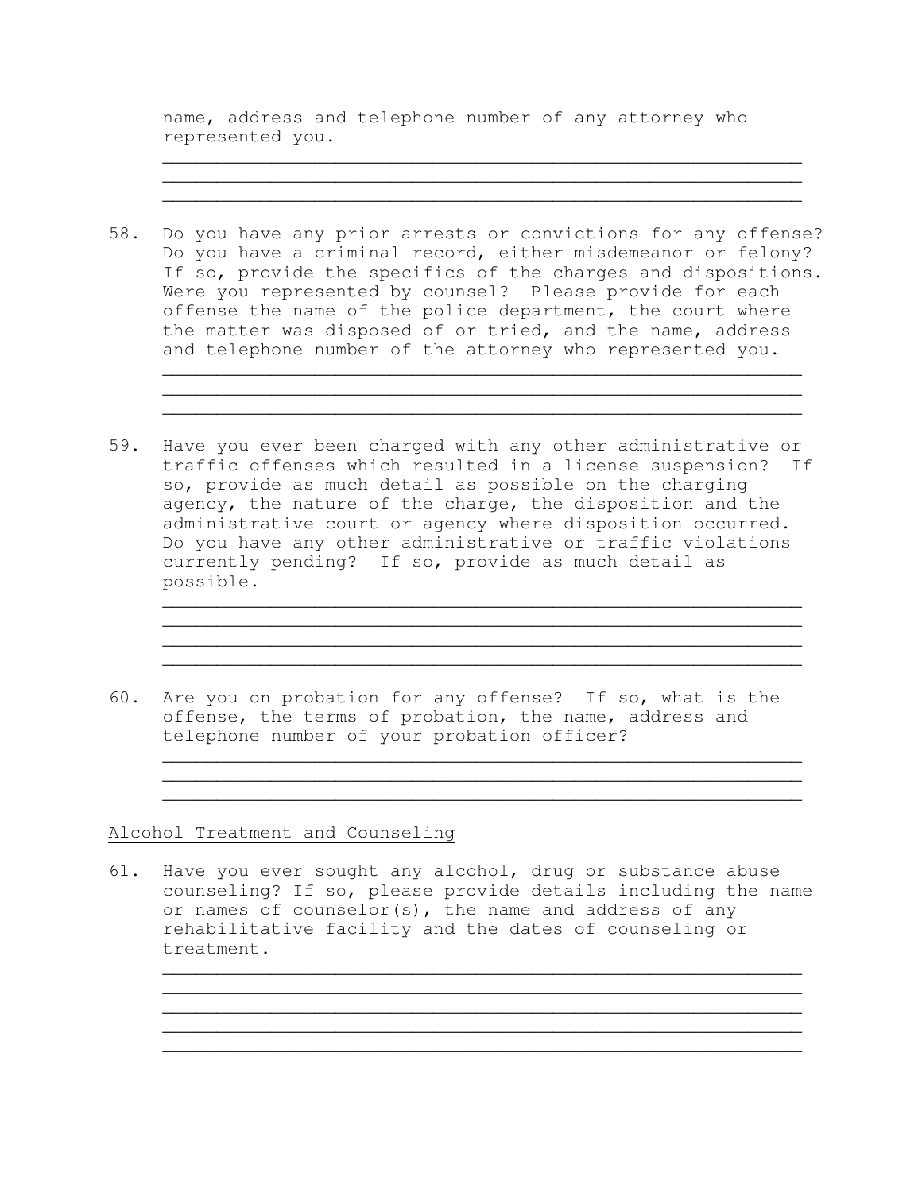name, address and telephone number of any attorney who represented you.

\_\_\_\_\_\_\_\_\_\_\_\_\_\_\_\_\_\_\_\_\_\_\_\_\_\_\_\_\_\_\_\_\_\_\_\_\_\_\_\_\_\_\_\_\_\_\_\_\_\_\_\_\_\_\_\_\_\_
\_\_\_\_\_\_\_\_\_\_\_\_\_\_\_\_\_\_\_\_\_\_\_\_\_\_\_\_\_\_\_\_\_\_\_\_\_\_\_\_\_\_\_\_\_\_\_\_\_\_\_\_\_\_\_\_\_\_
\_\_\_\_\_\_\_\_\_\_\_\_\_\_\_\_\_\_\_\_\_\_\_\_\_\_\_\_\_\_\_\_\_\_\_\_\_\_\_\_\_\_\_\_\_\_\_\_\_\_\_\_\_\_\_\_\_\_

58. Do you have any prior arrests or convictions for any offense? Do you have a criminal record, either misdemeanor or felony? If so, provide the specifics of the charges and dispositions. Were you represented by counsel? Please provide for each offense the name of the police department, the court where the matter was disposed of or tried, and the name, address and telephone number of the attorney who represented you.

\_\_\_\_\_\_\_\_\_\_\_\_\_\_\_\_\_\_\_\_\_\_\_\_\_\_\_\_\_\_\_\_\_\_\_\_\_\_\_\_\_\_\_\_\_\_\_\_\_\_\_\_\_\_\_\_\_\_
\_\_\_\_\_\_\_\_\_\_\_\_\_\_\_\_\_\_\_\_\_\_\_\_\_\_\_\_\_\_\_\_\_\_\_\_\_\_\_\_\_\_\_\_\_\_\_\_\_\_\_\_\_\_\_\_\_\_
\_\_\_\_\_\_\_\_\_\_\_\_\_\_\_\_\_\_\_\_\_\_\_\_\_\_\_\_\_\_\_\_\_\_\_\_\_\_\_\_\_\_\_\_\_\_\_\_\_\_\_\_\_\_\_\_\_\_

59. Have you ever been charged with any other administrative or traffic offenses which resulted in a license suspension? If so, provide as much detail as possible on the charging agency, the nature of the charge, the disposition and the administrative court or agency where disposition occurred. Do you have any other administrative or traffic violations currently pending? If so, provide as much detail as possible.

\_\_\_\_\_\_\_\_\_\_\_\_\_\_\_\_\_\_\_\_\_\_\_\_\_\_\_\_\_\_\_\_\_\_\_\_\_\_\_\_\_\_\_\_\_\_\_\_\_\_\_\_\_\_\_\_\_\_
\_\_\_\_\_\_\_\_\_\_\_\_\_\_\_\_\_\_\_\_\_\_\_\_\_\_\_\_\_\_\_\_\_\_\_\_\_\_\_\_\_\_\_\_\_\_\_\_\_\_\_\_\_\_\_\_\_\_
\_\_\_\_\_\_\_\_\_\_\_\_\_\_\_\_\_\_\_\_\_\_\_\_\_\_\_\_\_\_\_\_\_\_\_\_\_\_\_\_\_\_\_\_\_\_\_\_\_\_\_\_\_\_\_\_\_\_
\_\_\_\_\_\_\_\_\_\_\_\_\_\_\_\_\_\_\_\_\_\_\_\_\_\_\_\_\_\_\_\_\_\_\_\_\_\_\_\_\_\_\_\_\_\_\_\_\_\_\_\_\_\_\_\_\_\_

60. Are you on probation for any offense? If so, what is the offense, the terms of probation, the name, address and telephone number of your probation officer?

\_\_\_\_\_\_\_\_\_\_\_\_\_\_\_\_\_\_\_\_\_\_\_\_\_\_\_\_\_\_\_\_\_\_\_\_\_\_\_\_\_\_\_\_\_\_\_\_\_\_\_\_\_\_\_\_\_\_
\_\_\_\_\_\_\_\_\_\_\_\_\_\_\_\_\_\_\_\_\_\_\_\_\_\_\_\_\_\_\_\_\_\_\_\_\_\_\_\_\_\_\_\_\_\_\_\_\_\_\_\_\_\_\_\_\_\_
\_\_\_\_\_\_\_\_\_\_\_\_\_\_\_\_\_\_\_\_\_\_\_\_\_\_\_\_\_\_\_\_\_\_\_\_\_\_\_\_\_\_\_\_\_\_\_\_\_\_\_\_\_\_\_\_\_\_

## Alcohol Treatment and Counseling

61. Have you ever sought any alcohol, drug or substance abuse counseling? If so, please provide details including the name or names of counselor(s), the name and address of any rehabilitative facility and the dates of counseling or treatment.

\_\_\_\_\_\_\_\_\_\_\_\_\_\_\_\_\_\_\_\_\_\_\_\_\_\_\_\_\_\_\_\_\_\_\_\_\_\_\_\_\_\_\_\_\_\_\_\_\_\_\_\_\_\_\_\_\_\_
\_\_\_\_\_\_\_\_\_\_\_\_\_\_\_\_\_\_\_\_\_\_\_\_\_\_\_\_\_\_\_\_\_\_\_\_\_\_\_\_\_\_\_\_\_\_\_\_\_\_\_\_\_\_\_\_\_\_
\_\_\_\_\_\_\_\_\_\_\_\_\_\_\_\_\_\_\_\_\_\_\_\_\_\_\_\_\_\_\_\_\_\_\_\_\_\_\_\_\_\_\_\_\_\_\_\_\_\_\_\_\_\_\_\_\_\_
\_\_\_\_\_\_\_\_\_\_\_\_\_\_\_\_\_\_\_\_\_\_\_\_\_\_\_\_\_\_\_\_\_\_\_\_\_\_\_\_\_\_\_\_\_\_\_\_\_\_\_\_\_\_\_\_\_\_
\_\_\_\_\_\_\_\_\_\_\_\_\_\_\_\_\_\_\_\_\_\_\_\_\_\_\_\_\_\_\_\_\_\_\_\_\_\_\_\_\_\_\_\_\_\_\_\_\_\_\_\_\_\_\_\_\_\_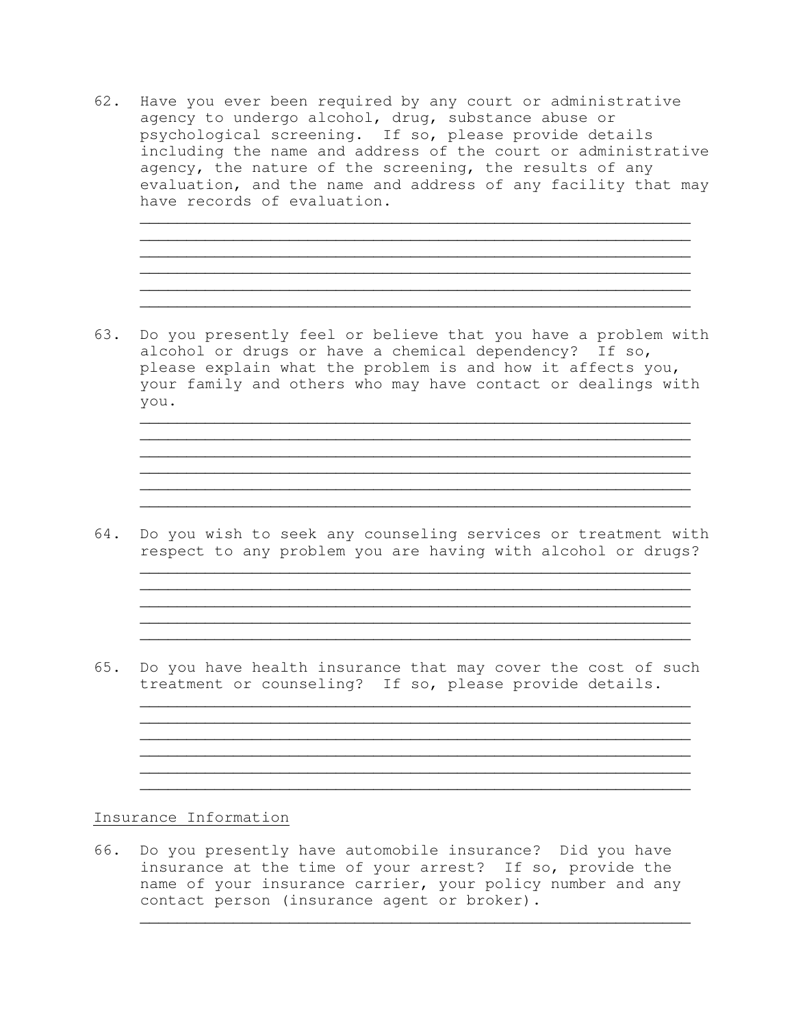62. Have you ever been required by any court or administrative agency to undergo alcohol, drug, substance abuse or psychological screening. If so, please provide details including the name and address of the court or administrative agency, the nature of the screening, the results of any evaluation, and the name and address of any facility that may have records of evaluation.

    ____________________________________________________________
    ____________________________________________________________
    ____________________________________________________________
    ____________________________________________________________
    ____________________________________________________________
    ____________________________________________________________

63. Do you presently feel or believe that you have a problem with alcohol or drugs or have a chemical dependency? If so, please explain what the problem is and how it affects you, your family and others who may have contact or dealings with you.

    ____________________________________________________________
    ____________________________________________________________
    ____________________________________________________________
    ____________________________________________________________
    ____________________________________________________________
    ____________________________________________________________

64. Do you wish to seek any counseling services or treatment with respect to any problem you are having with alcohol or drugs?

    ____________________________________________________________
    ____________________________________________________________
    ____________________________________________________________
    ____________________________________________________________
    ____________________________________________________________

65. Do you have health insurance that may cover the cost of such treatment or counseling? If so, please provide details.

    ____________________________________________________________
    ____________________________________________________________
    ____________________________________________________________
    ____________________________________________________________
    ____________________________________________________________
    ____________________________________________________________

<u>Insurance Information</u>

66. Do you presently have automobile insurance? Did you have insurance at the time of your arrest? If so, provide the name of your insurance carrier, your policy number and any contact person (insurance agent or broker).

    ____________________________________________________________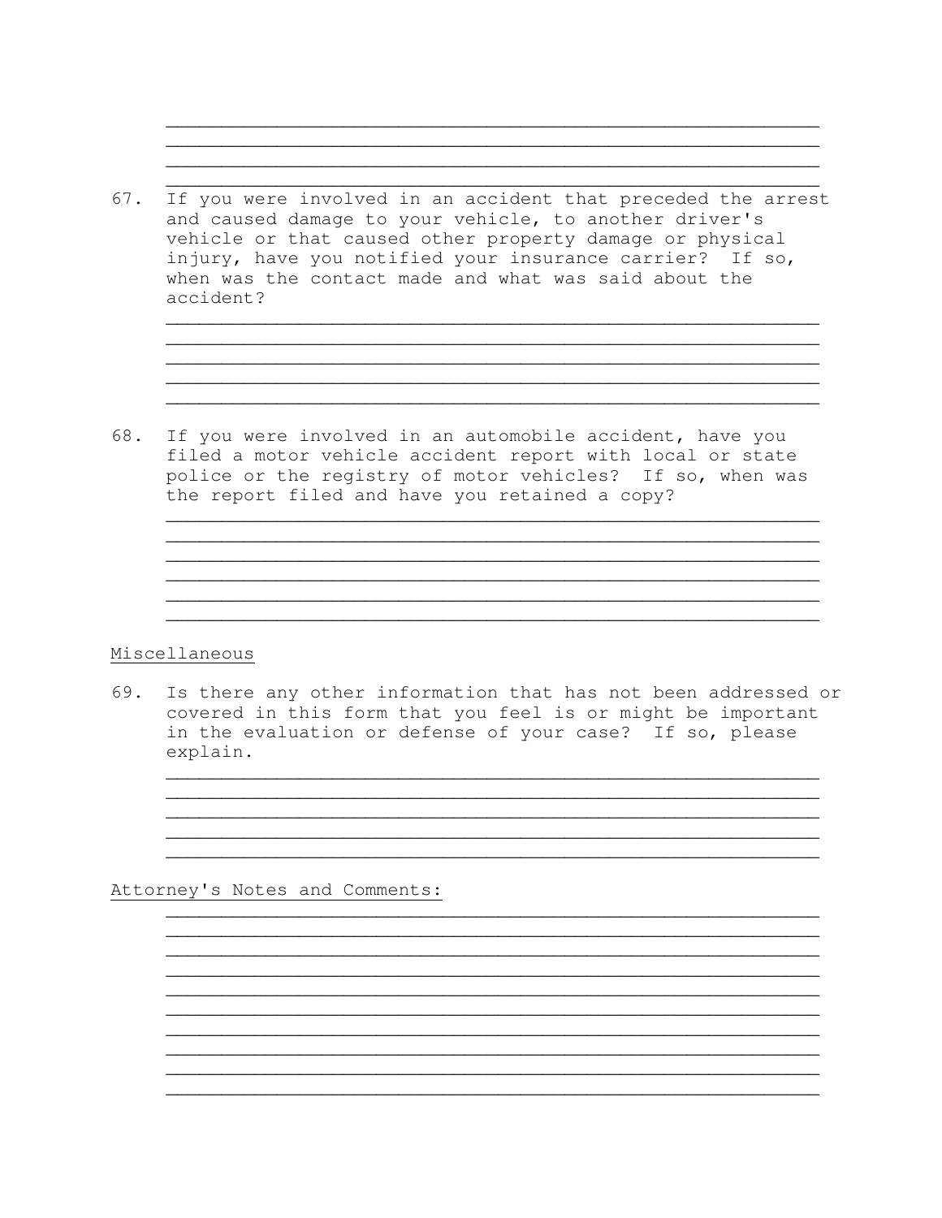67. If you were involved in an accident that preceded the arrest and caused damage to your vehicle, to another driver's vehicle or that caused other property damage or physical injury, have you notified your insurance carrier? If so, when was the contact made and what was said about the accident?

68. If you were involved in an automobile accident, have you filed a motor vehicle accident report with local or state police or the registry of motor vehicles? If so, when was the report filed and have you retained a copy?

## Miscellaneous

69. Is there any other information that has not been addressed or covered in this form that you feel is or might be important in the evaluation or defense of your case? If so, please explain.

## Attorney's Notes and Comments: